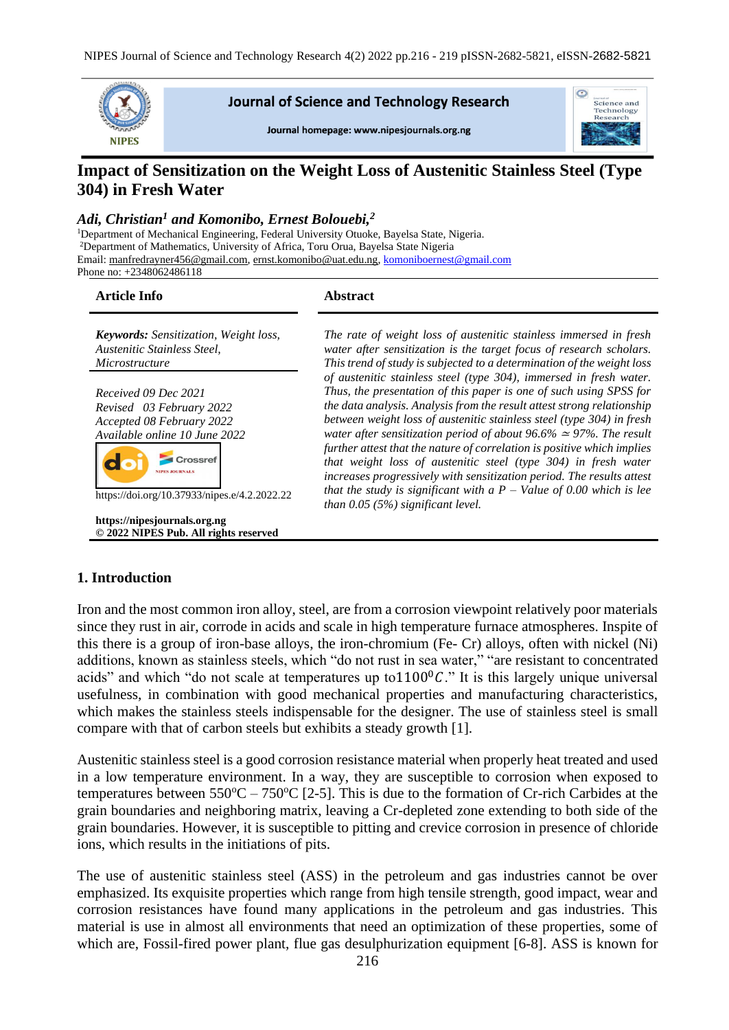# Impact of Sensitization on the Weight Loss of Austenitic Stainless Steel (Type 304) in Fresh Water

*Adi, Christian[1] and Komonibo, Ernest Bolouebi,[2]*

[1]Department of Mechanical Engineering, Federal University Otuoke, Bayelsa State, Nigeria.
[2]Department of Mathematics, University of Africa, Toru Orua, Bayelsa State Nigeria
Email: manfredrayner456@gmail.com, ernst.komonibo@uat.edu.ng, komoniboernest@gmail.com
Phone no: +2348062486118

**Article Info**

***Keywords:*** *Sensitization, Weight loss, Austenitic Stainless Steel, Microstructure*

*Received 09 Dec 2021*
*Revised 03 February 2022*
*Accepted 08 February 2022*
*Available online 10 June 2022*

https://doi.org/10.37933/nipes.e/4.2.2022.22

**https://nipesjournals.org.ng**
**© 2022 NIPES Pub. All rights reserved**

**Abstract**

*The rate of weight loss of austenitic stainless immersed in fresh water after sensitization is the target focus of research scholars. This trend of study is subjected to a determination of the weight loss of austenitic stainless steel (type 304), immersed in fresh water. Thus, the presentation of this paper is one of such using SPSS for the data analysis. Analysis from the result attest strong relationship between weight loss of austenitic stainless steel (type 304) in fresh water after sensitization period of about 96.6% ≃ 97%. The result further attest that the nature of correlation is positive which implies that weight loss of austenitic steel (type 304) in fresh water increases progressively with sensitization period. The results attest that the study is significant with a P – Value of 0.00 which is lee than 0.05 (5%) significant level.*

## 1. Introduction

Iron and the most common iron alloy, steel, are from a corrosion viewpoint relatively poor materials since they rust in air, corrode in acids and scale in high temperature furnace atmospheres. Inspite of this there is a group of iron-base alloys, the iron-chromium (Fe- Cr) alloys, often with nickel (Ni) additions, known as stainless steels, which "do not rust in sea water," "are resistant to concentrated acids" and which "do not scale at temperatures up to$1100^0C$." It is this largely unique universal usefulness, in combination with good mechanical properties and manufacturing characteristics, which makes the stainless steels indispensable for the designer. The use of stainless steel is small compare with that of carbon steels but exhibits a steady growth [1].

Austenitic stainless steel is a good corrosion resistance material when properly heat treated and used in a low temperature environment. In a way, they are susceptible to corrosion when exposed to temperatures between 550°C – 750°C [2-5]. This is due to the formation of Cr-rich Carbides at the grain boundaries and neighboring matrix, leaving a Cr-depleted zone extending to both side of the grain boundaries. However, it is susceptible to pitting and crevice corrosion in presence of chloride ions, which results in the initiations of pits.

The use of austenitic stainless steel (ASS) in the petroleum and gas industries cannot be over emphasized. Its exquisite properties which range from high tensile strength, good impact, wear and corrosion resistances have found many applications in the petroleum and gas industries. This material is use in almost all environments that need an optimization of these properties, some of which are, Fossil-fired power plant, flue gas desulphurization equipment [6-8]. ASS is known for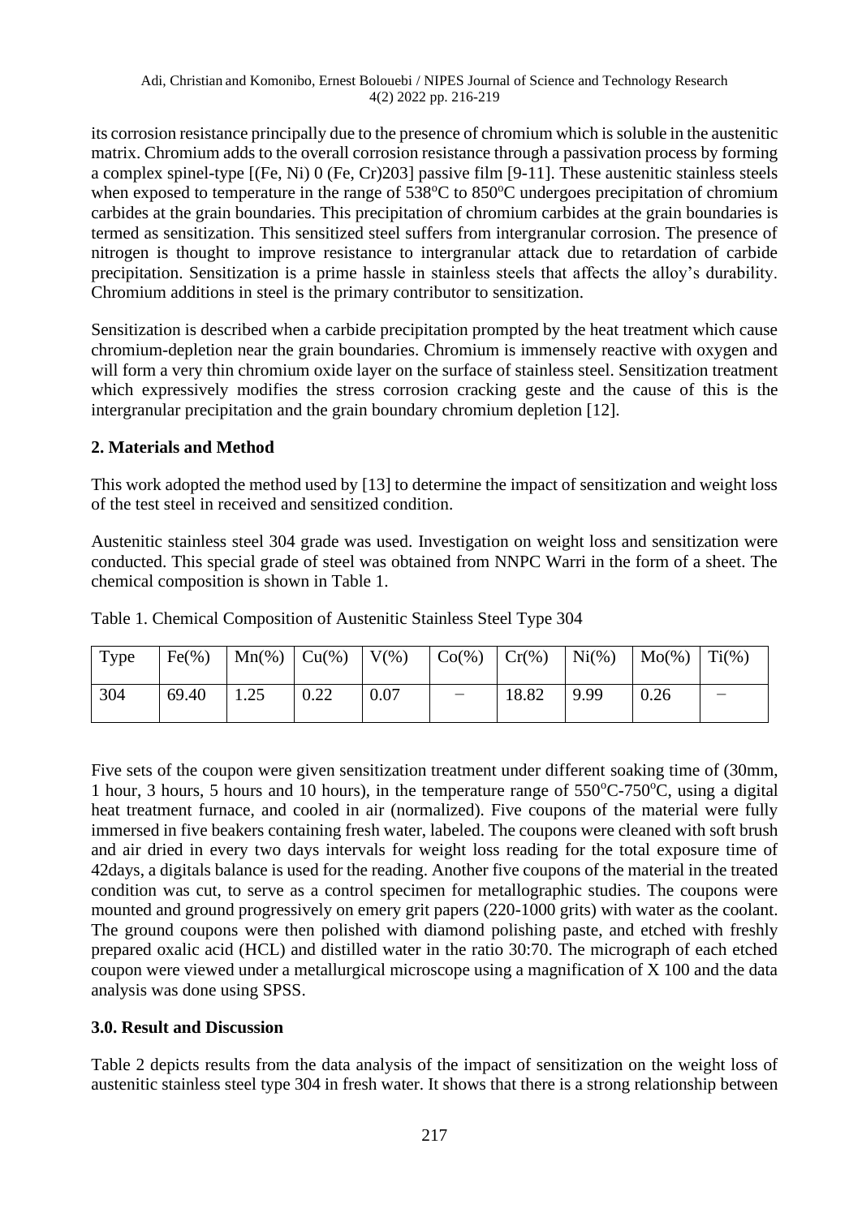its corrosion resistance principally due to the presence of chromium which is soluble in the austenitic matrix. Chromium adds to the overall corrosion resistance through a passivation process by forming a complex spinel-type [(Fe, Ni) 0 (Fe, Cr)203] passive film [9-11]. These austenitic stainless steels when exposed to temperature in the range of 538°C to 850°C undergoes precipitation of chromium carbides at the grain boundaries. This precipitation of chromium carbides at the grain boundaries is termed as sensitization. This sensitized steel suffers from intergranular corrosion. The presence of nitrogen is thought to improve resistance to intergranular attack due to retardation of carbide precipitation. Sensitization is a prime hassle in stainless steels that affects the alloy's durability. Chromium additions in steel is the primary contributor to sensitization.

Sensitization is described when a carbide precipitation prompted by the heat treatment which cause chromium-depletion near the grain boundaries. Chromium is immensely reactive with oxygen and will form a very thin chromium oxide layer on the surface of stainless steel. Sensitization treatment which expressively modifies the stress corrosion cracking geste and the cause of this is the intergranular precipitation and the grain boundary chromium depletion [12].

## 2. Materials and Method

This work adopted the method used by [13] to determine the impact of sensitization and weight loss of the test steel in received and sensitized condition.

Austenitic stainless steel 304 grade was used. Investigation on weight loss and sensitization were conducted. This special grade of steel was obtained from NNPC Warri in the form of a sheet. The chemical composition is shown in Table 1.

Table 1. Chemical Composition of Austenitic Stainless Steel Type 304

| Type | Fe(%) | Mn(%) | Cu(%) | V(%) | Co(%) | Cr(%) | Ni(%) | Mo(%) | Ti(%) |
|---|---|---|---|---|---|---|---|---|---|
| 304 | 69.40 | 1.25 | 0.22 | 0.07 | − | 18.82 | 9.99 | 0.26 | − |

Five sets of the coupon were given sensitization treatment under different soaking time of (30mm, 1 hour, 3 hours, 5 hours and 10 hours), in the temperature range of 550°C-750°C, using a digital heat treatment furnace, and cooled in air (normalized). Five coupons of the material were fully immersed in five beakers containing fresh water, labeled. The coupons were cleaned with soft brush and air dried in every two days intervals for weight loss reading for the total exposure time of 42days, a digitals balance is used for the reading. Another five coupons of the material in the treated condition was cut, to serve as a control specimen for metallographic studies. The coupons were mounted and ground progressively on emery grit papers (220-1000 grits) with water as the coolant. The ground coupons were then polished with diamond polishing paste, and etched with freshly prepared oxalic acid (HCL) and distilled water in the ratio 30:70. The micrograph of each etched coupon were viewed under a metallurgical microscope using a magnification of X 100 and the data analysis was done using SPSS.

## 3.0. Result and Discussion

Table 2 depicts results from the data analysis of the impact of sensitization on the weight loss of austenitic stainless steel type 304 in fresh water. It shows that there is a strong relationship between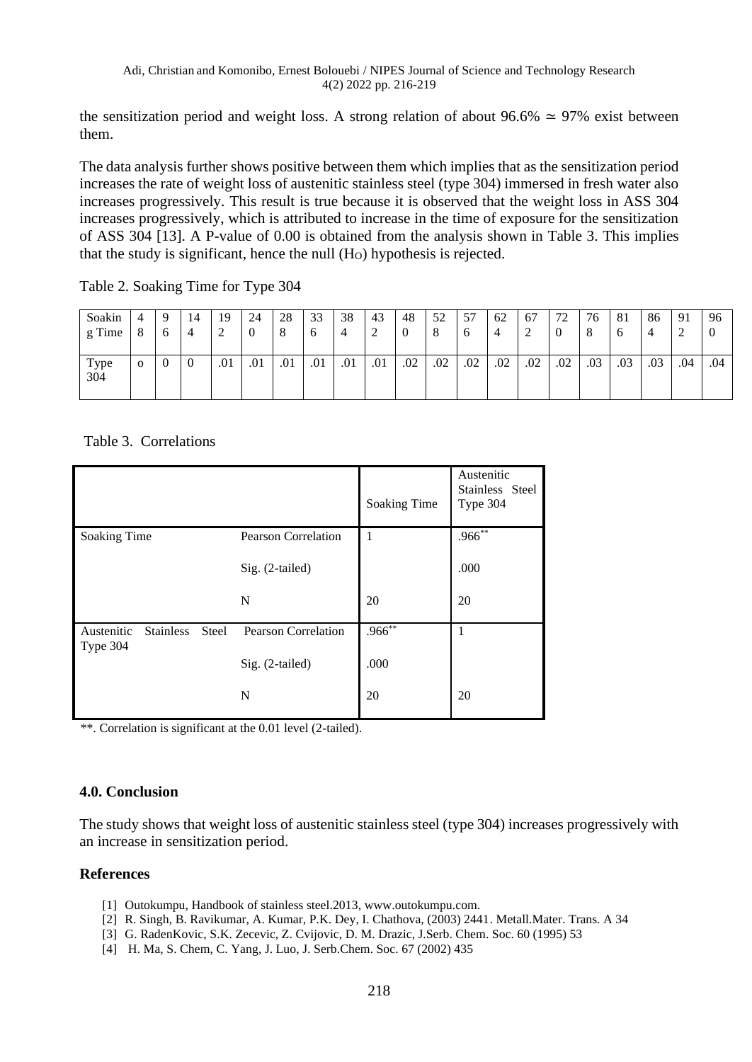the sensitization period and weight loss. A strong relation of about 96.6% ≃ 97% exist between them.

The data analysis further shows positive between them which implies that as the sensitization period increases the rate of weight loss of austenitic stainless steel (type 304) immersed in fresh water also increases progressively. This result is true because it is observed that the weight loss in ASS 304 increases progressively, which is attributed to increase in the time of exposure for the sensitization of ASS 304 [13]. A P-value of 0.00 is obtained from the analysis shown in Table 3. This implies that the study is significant, hence the null ($H_O$) hypothesis is rejected.

Table 2. Soaking Time for Type 304

| Soaking Time | 48 | 96 | 144 | 192 | 240 | 288 | 336 | 384 | 432 | 480 | 528 | 576 | 624 | 672 | 720 | 768 | 816 | 864 | 912 | 960 |
|---|---|---|---|---|---|---|---|---|---|---|---|---|---|---|---|---|---|---|---|---|
| Type 304 | o | 0 | 0 | .01 | .01 | .01 | .01 | .01 | .01 | .02 | .02 | .02 | .02 | .02 | .02 | .03 | .03 | .03 | .04 | .04 |

Table 3. Correlations

| | | Soaking Time | Austenitic Stainless Steel Type 304 |
|---|---|---|---|
| Soaking Time | Pearson Correlation | 1 | .966** |
| | Sig. (2-tailed) | | .000 |
| | N | 20 | 20 |
| Austenitic Stainless Steel Type 304 | Pearson Correlation | .966** | 1 |
| | Sig. (2-tailed) | .000 | |
| | N | 20 | 20 |

**. Correlation is significant at the 0.01 level (2-tailed).

## 4.0. Conclusion

The study shows that weight loss of austenitic stainless steel (type 304) increases progressively with an increase in sensitization period.

## References

[1] Outokumpu, Handbook of stainless steel.2013, www.outokumpu.com.
[2] R. Singh, B. Ravikumar, A. Kumar, P.K. Dey, I. Chathova, (2003) 2441. Metall.Mater. Trans. A 34
[3] G. RadenKovic, S.K. Zecevic, Z. Cvijovic, D. M. Drazic, J.Serb. Chem. Soc. 60 (1995) 53
[4] H. Ma, S. Chem, C. Yang, J. Luo, J. Serb.Chem. Soc. 67 (2002) 435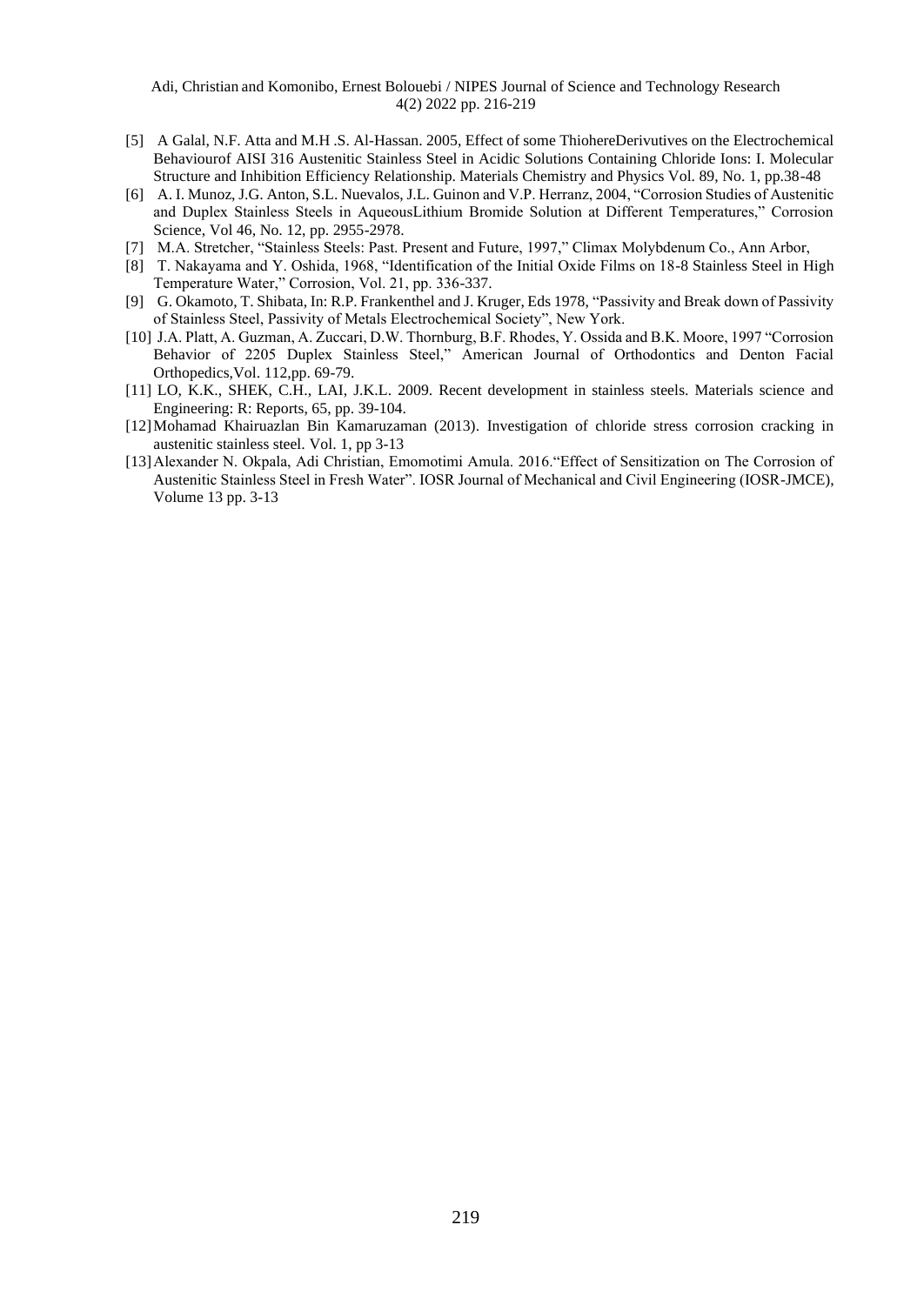[5] A Galal, N.F. Atta and M.H .S. Al-Hassan. 2005, Effect of some ThiohereDerivutives on the Electrochemical Behaviourof AISI 316 Austenitic Stainless Steel in Acidic Solutions Containing Chloride Ions: I. Molecular Structure and Inhibition Efficiency Relationship. Materials Chemistry and Physics Vol. 89, No. 1, pp.38-48

[6] A. I. Munoz, J.G. Anton, S.L. Nuevalos, J.L. Guinon and V.P. Herranz, 2004, "Corrosion Studies of Austenitic and Duplex Stainless Steels in AqueousLithium Bromide Solution at Different Temperatures," Corrosion Science, Vol 46, No. 12, pp. 2955-2978.

[7] M.A. Stretcher, "Stainless Steels: Past. Present and Future, 1997," Climax Molybdenum Co., Ann Arbor,

[8] T. Nakayama and Y. Oshida, 1968, "Identification of the Initial Oxide Films on 18-8 Stainless Steel in High Temperature Water," Corrosion, Vol. 21, pp. 336-337.

[9] G. Okamoto, T. Shibata, In: R.P. Frankenthel and J. Kruger, Eds 1978, "Passivity and Break down of Passivity of Stainless Steel, Passivity of Metals Electrochemical Society", New York.

[10] J.A. Platt, A. Guzman, A. Zuccari, D.W. Thornburg, B.F. Rhodes, Y. Ossida and B.K. Moore, 1997 "Corrosion Behavior of 2205 Duplex Stainless Steel," American Journal of Orthodontics and Denton Facial Orthopedics,Vol. 112,pp. 69-79.

[11] LO, K.K., SHEK, C.H., LAI, J.K.L. 2009. Recent development in stainless steels. Materials science and Engineering: R: Reports, 65, pp. 39-104.

[12] Mohamad Khairuazlan Bin Kamaruzaman (2013). Investigation of chloride stress corrosion cracking in austenitic stainless steel. Vol. 1, pp 3-13

[13] Alexander N. Okpala, Adi Christian, Emomotimi Amula. 2016."Effect of Sensitization on The Corrosion of Austenitic Stainless Steel in Fresh Water". IOSR Journal of Mechanical and Civil Engineering (IOSR-JMCE), Volume 13 pp. 3-13